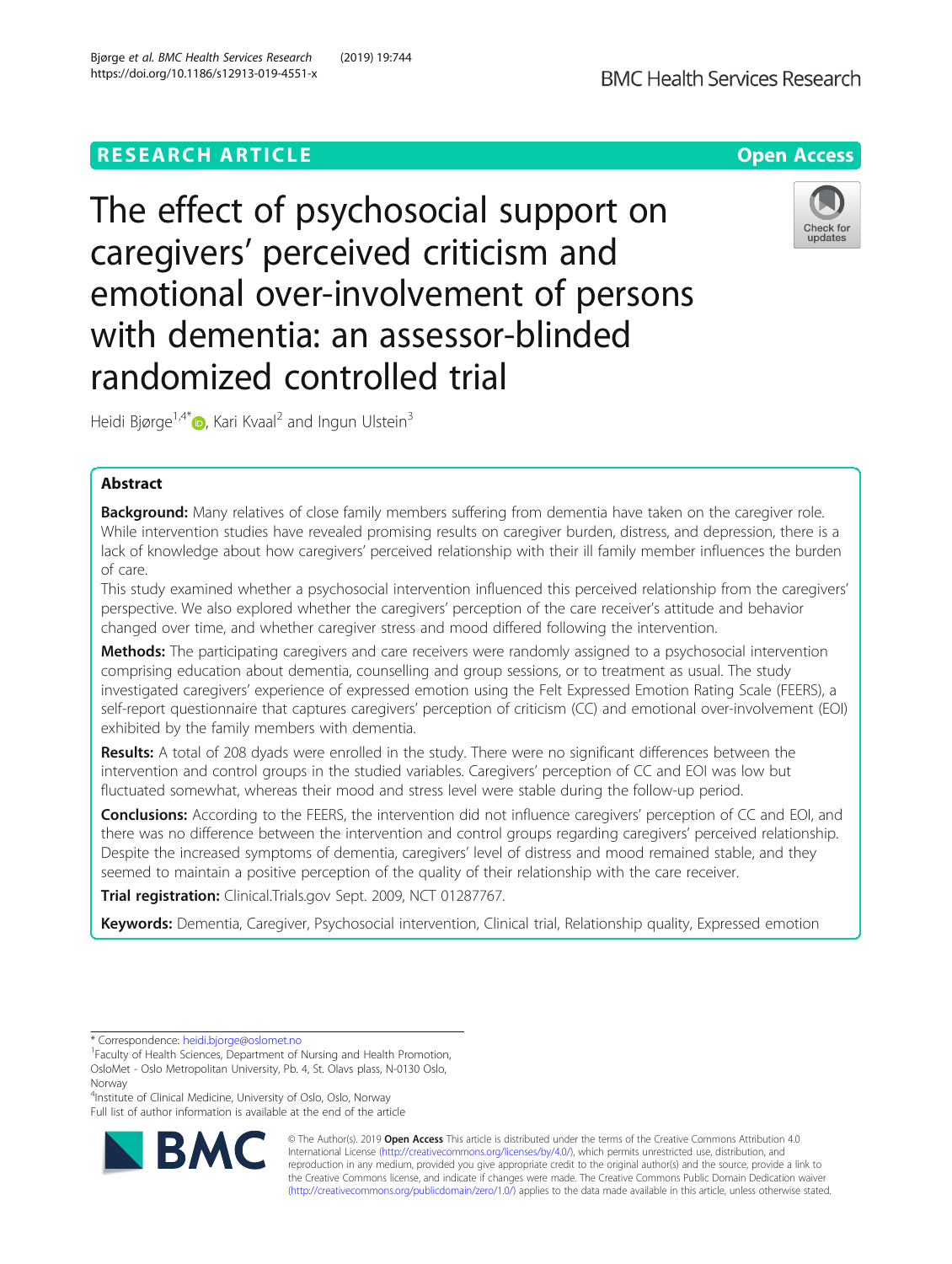RESEARCH ARTICLE

Open Access

# The effect of psychosocial support on caregivers' perceived criticism and emotional over-involvement of persons with dementia: an assessor-blinded randomized controlled trial

Heidi Bjørge[1,4*], Kari Kvaal[2] and Ingun Ulstein[3]

## Abstract

**Background:** Many relatives of close family members suffering from dementia have taken on the caregiver role. While intervention studies have revealed promising results on caregiver burden, distress, and depression, there is a lack of knowledge about how caregivers' perceived relationship with their ill family member influences the burden of care.

This study examined whether a psychosocial intervention influenced this perceived relationship from the caregivers' perspective. We also explored whether the caregivers' perception of the care receiver's attitude and behavior changed over time, and whether caregiver stress and mood differed following the intervention.

**Methods:** The participating caregivers and care receivers were randomly assigned to a psychosocial intervention comprising education about dementia, counselling and group sessions, or to treatment as usual. The study investigated caregivers' experience of expressed emotion using the Felt Expressed Emotion Rating Scale (FEERS), a self-report questionnaire that captures caregivers' perception of criticism (CC) and emotional over-involvement (EOI) exhibited by the family members with dementia.

**Results:** A total of 208 dyads were enrolled in the study. There were no significant differences between the intervention and control groups in the studied variables. Caregivers' perception of CC and EOI was low but fluctuated somewhat, whereas their mood and stress level were stable during the follow-up period.

**Conclusions:** According to the FEERS, the intervention did not influence caregivers' perception of CC and EOI, and there was no difference between the intervention and control groups regarding caregivers' perceived relationship. Despite the increased symptoms of dementia, caregivers' level of distress and mood remained stable, and they seemed to maintain a positive perception of the quality of their relationship with the care receiver.

**Trial registration:** Clinical.Trials.gov Sept. 2009, NCT 01287767.

**Keywords:** Dementia, Caregiver, Psychosocial intervention, Clinical trial, Relationship quality, Expressed emotion

---

\* Correspondence: heidi.bjorge@oslomet.no

[1]Faculty of Health Sciences, Department of Nursing and Health Promotion, OsloMet - Oslo Metropolitan University, Pb. 4, St. Olavs plass, N-0130 Oslo, Norway

[4]Institute of Clinical Medicine, University of Oslo, Oslo, Norway

Full list of author information is available at the end of the article

© The Author(s). 2019 **Open Access** This article is distributed under the terms of the Creative Commons Attribution 4.0 International License (http://creativecommons.org/licenses/by/4.0/), which permits unrestricted use, distribution, and reproduction in any medium, provided you give appropriate credit to the original author(s) and the source, provide a link to the Creative Commons license, and indicate if changes were made. The Creative Commons Public Domain Dedication waiver (http://creativecommons.org/publicdomain/zero/1.0/) applies to the data made available in this article, unless otherwise stated.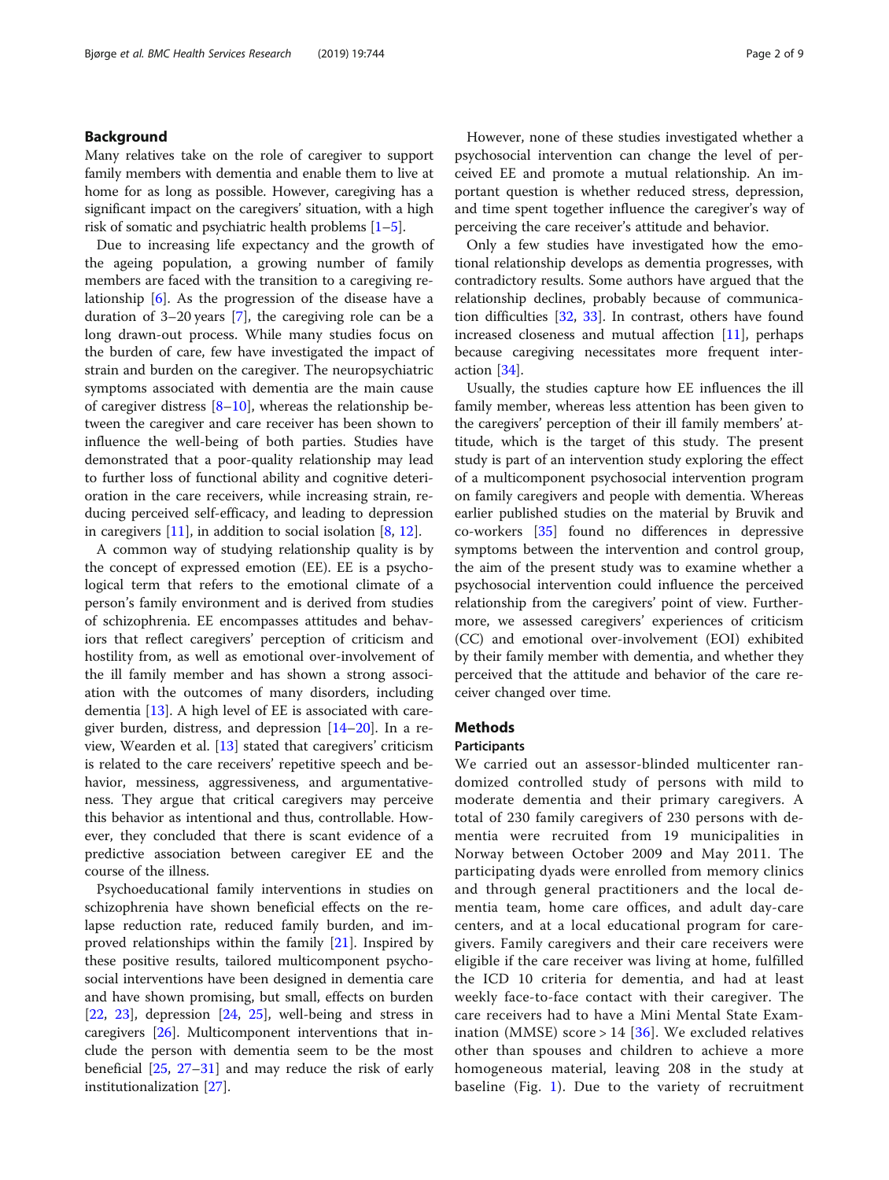## Background

Many relatives take on the role of caregiver to support family members with dementia and enable them to live at home for as long as possible. However, caregiving has a significant impact on the caregivers' situation, with a high risk of somatic and psychiatric health problems [1–5].

Due to increasing life expectancy and the growth of the ageing population, a growing number of family members are faced with the transition to a caregiving relationship [6]. As the progression of the disease have a duration of 3–20 years [7], the caregiving role can be a long drawn-out process. While many studies focus on the burden of care, few have investigated the impact of strain and burden on the caregiver. The neuropsychiatric symptoms associated with dementia are the main cause of caregiver distress [8–10], whereas the relationship between the caregiver and care receiver has been shown to influence the well-being of both parties. Studies have demonstrated that a poor-quality relationship may lead to further loss of functional ability and cognitive deterioration in the care receivers, while increasing strain, reducing perceived self-efficacy, and leading to depression in caregivers [11], in addition to social isolation [8, 12].

A common way of studying relationship quality is by the concept of expressed emotion (EE). EE is a psychological term that refers to the emotional climate of a person's family environment and is derived from studies of schizophrenia. EE encompasses attitudes and behaviors that reflect caregivers' perception of criticism and hostility from, as well as emotional over-involvement of the ill family member and has shown a strong association with the outcomes of many disorders, including dementia [13]. A high level of EE is associated with caregiver burden, distress, and depression [14–20]. In a review, Wearden et al. [13] stated that caregivers' criticism is related to the care receivers' repetitive speech and behavior, messiness, aggressiveness, and argumentativeness. They argue that critical caregivers may perceive this behavior as intentional and thus, controllable. However, they concluded that there is scant evidence of a predictive association between caregiver EE and the course of the illness.

Psychoeducational family interventions in studies on schizophrenia have shown beneficial effects on the relapse reduction rate, reduced family burden, and improved relationships within the family [21]. Inspired by these positive results, tailored multicomponent psychosocial interventions have been designed in dementia care and have shown promising, but small, effects on burden [22, 23], depression [24, 25], well-being and stress in caregivers [26]. Multicomponent interventions that include the person with dementia seem to be the most beneficial [25, 27–31] and may reduce the risk of early institutionalization [27].

However, none of these studies investigated whether a psychosocial intervention can change the level of perceived EE and promote a mutual relationship. An important question is whether reduced stress, depression, and time spent together influence the caregiver's way of perceiving the care receiver's attitude and behavior.

Only a few studies have investigated how the emotional relationship develops as dementia progresses, with contradictory results. Some authors have argued that the relationship declines, probably because of communication difficulties [32, 33]. In contrast, others have found increased closeness and mutual affection [11], perhaps because caregiving necessitates more frequent interaction [34].

Usually, the studies capture how EE influences the ill family member, whereas less attention has been given to the caregivers' perception of their ill family members' attitude, which is the target of this study. The present study is part of an intervention study exploring the effect of a multicomponent psychosocial intervention program on family caregivers and people with dementia. Whereas earlier published studies on the material by Bruvik and co-workers [35] found no differences in depressive symptoms between the intervention and control group, the aim of the present study was to examine whether a psychosocial intervention could influence the perceived relationship from the caregivers' point of view. Furthermore, we assessed caregivers' experiences of criticism (CC) and emotional over-involvement (EOI) exhibited by their family member with dementia, and whether they perceived that the attitude and behavior of the care receiver changed over time.

## Methods

### Participants

We carried out an assessor-blinded multicenter randomized controlled study of persons with mild to moderate dementia and their primary caregivers. A total of 230 family caregivers of 230 persons with dementia were recruited from 19 municipalities in Norway between October 2009 and May 2011. The participating dyads were enrolled from memory clinics and through general practitioners and the local dementia team, home care offices, and adult day-care centers, and at a local educational program for caregivers. Family caregivers and their care receivers were eligible if the care receiver was living at home, fulfilled the ICD 10 criteria for dementia, and had at least weekly face-to-face contact with their caregiver. The care receivers had to have a Mini Mental State Examination (MMSE) score > 14 [36]. We excluded relatives other than spouses and children to achieve a more homogeneous material, leaving 208 in the study at baseline (Fig. 1). Due to the variety of recruitment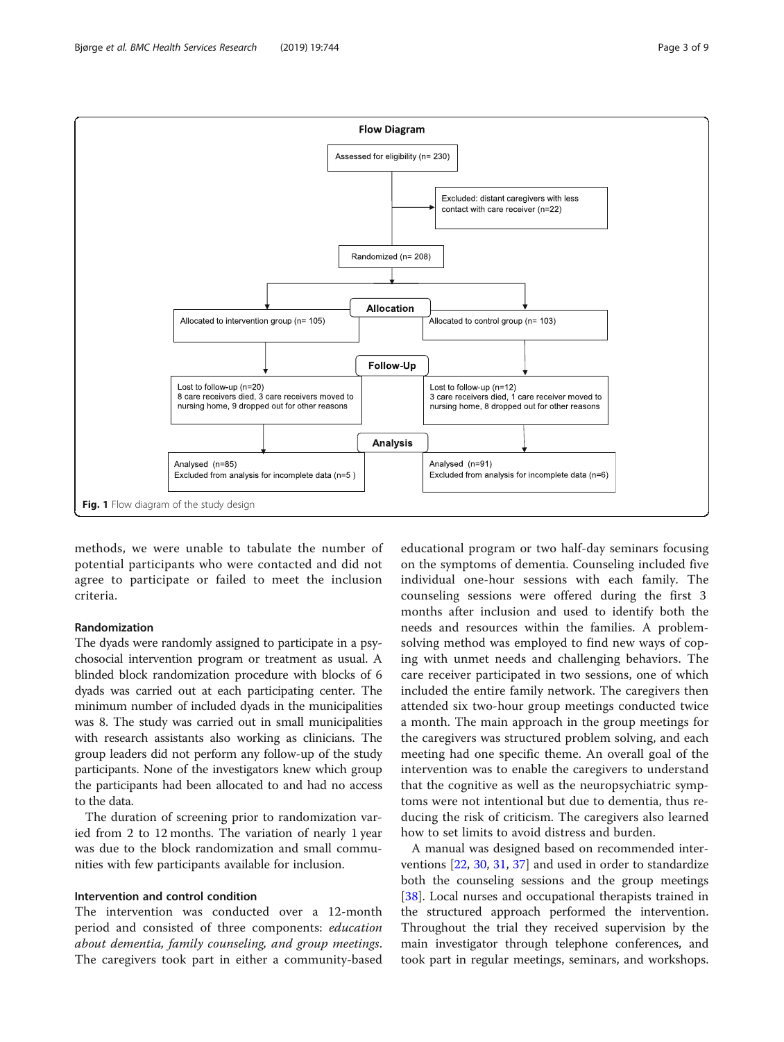**Flow Diagram**

Assessed for eligibility (n= 230)

Excluded: distant caregivers with less contact with care receiver (n=22)

Randomized (n= 208)

**Allocation**

Allocated to intervention group (n= 105)

Allocated to control group (n= 103)

**Follow-Up**

Lost to follow-up (n=20)
8 care receivers died, 3 care receivers moved to nursing home, 9 dropped out for other reasons

Lost to follow-up (n=12)
3 care receivers died, 1 care receiver moved to nursing home, 8 dropped out for other reasons

**Analysis**

Analysed (n=85)
Excluded from analysis for incomplete data (n=5 )

Analysed (n=91)
Excluded from analysis for incomplete data (n=6)

**Fig. 1** Flow diagram of the study design

methods, we were unable to tabulate the number of potential participants who were contacted and did not agree to participate or failed to meet the inclusion criteria.

### Randomization

The dyads were randomly assigned to participate in a psychosocial intervention program or treatment as usual. A blinded block randomization procedure with blocks of 6 dyads was carried out at each participating center. The minimum number of included dyads in the municipalities was 8. The study was carried out in small municipalities with research assistants also working as clinicians. The group leaders did not perform any follow-up of the study participants. None of the investigators knew which group the participants had been allocated to and had no access to the data.

The duration of screening prior to randomization varied from 2 to 12 months. The variation of nearly 1 year was due to the block randomization and small communities with few participants available for inclusion.

### Intervention and control condition

The intervention was conducted over a 12-month period and consisted of three components: *education about dementia, family counseling, and group meetings*. The caregivers took part in either a community-based educational program or two half-day seminars focusing on the symptoms of dementia. Counseling included five individual one-hour sessions with each family. The counseling sessions were offered during the first 3 months after inclusion and used to identify both the needs and resources within the families. A problem-solving method was employed to find new ways of coping with unmet needs and challenging behaviors. The care receiver participated in two sessions, one of which included the entire family network. The caregivers then attended six two-hour group meetings conducted twice a month. The main approach in the group meetings for the caregivers was structured problem solving, and each meeting had one specific theme. An overall goal of the intervention was to enable the caregivers to understand that the cognitive as well as the neuropsychiatric symptoms were not intentional but due to dementia, thus reducing the risk of criticism. The caregivers also learned how to set limits to avoid distress and burden.

A manual was designed based on recommended interventions [22, 30, 31, 37] and used in order to standardize both the counseling sessions and the group meetings [38]. Local nurses and occupational therapists trained in the structured approach performed the intervention. Throughout the trial they received supervision by the main investigator through telephone conferences, and took part in regular meetings, seminars, and workshops.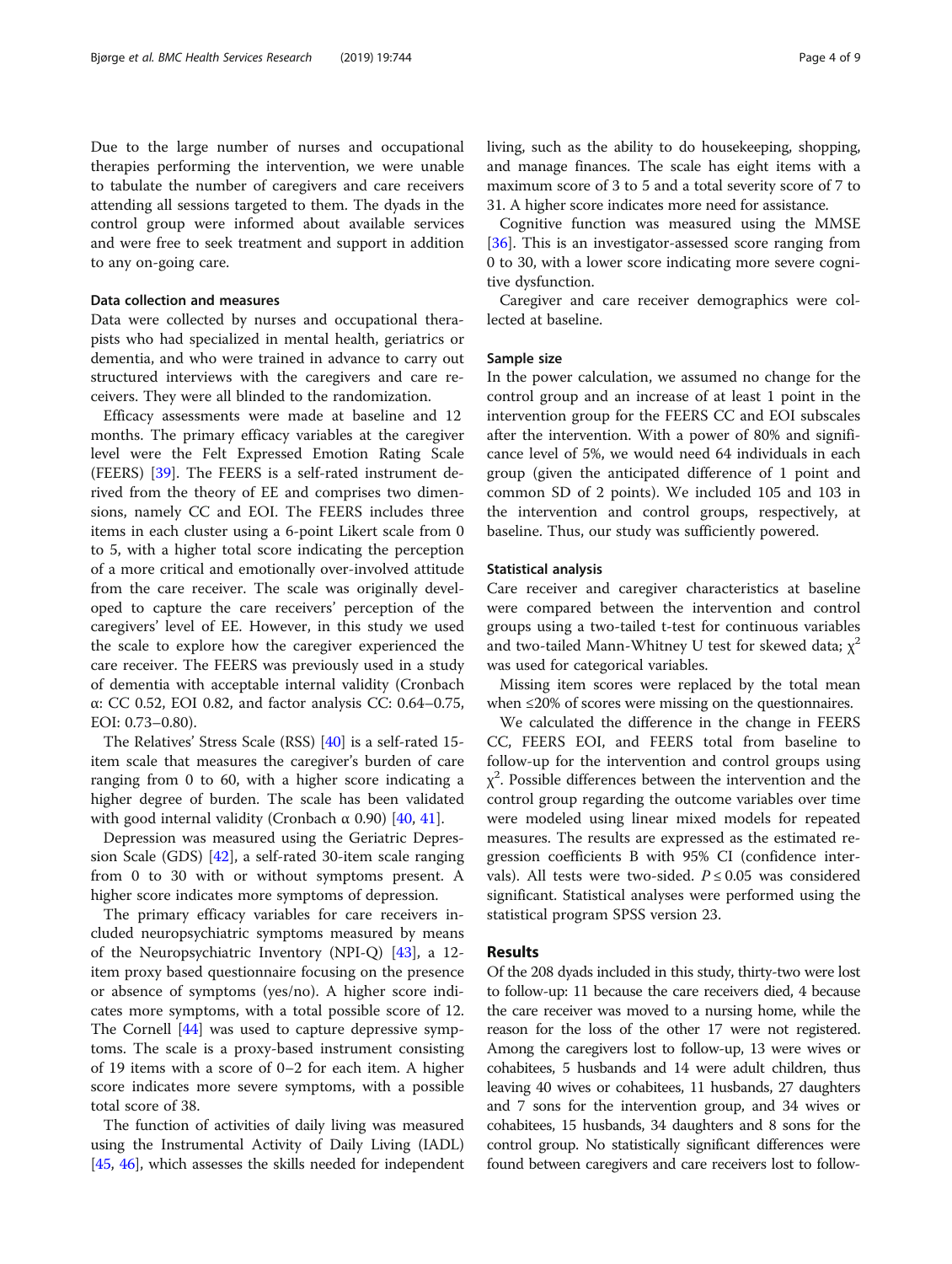Due to the large number of nurses and occupational therapies performing the intervention, we were unable to tabulate the number of caregivers and care receivers attending all sessions targeted to them. The dyads in the control group were informed about available services and were free to seek treatment and support in addition to any on-going care.

### Data collection and measures

Data were collected by nurses and occupational therapists who had specialized in mental health, geriatrics or dementia, and who were trained in advance to carry out structured interviews with the caregivers and care receivers. They were all blinded to the randomization.

Efficacy assessments were made at baseline and 12 months. The primary efficacy variables at the caregiver level were the Felt Expressed Emotion Rating Scale (FEERS) [39]. The FEERS is a self-rated instrument derived from the theory of EE and comprises two dimensions, namely CC and EOI. The FEERS includes three items in each cluster using a 6-point Likert scale from 0 to 5, with a higher total score indicating the perception of a more critical and emotionally over-involved attitude from the care receiver. The scale was originally developed to capture the care receivers' perception of the caregivers' level of EE. However, in this study we used the scale to explore how the caregiver experienced the care receiver. The FEERS was previously used in a study of dementia with acceptable internal validity (Cronbach α: CC 0.52, EOI 0.82, and factor analysis CC: 0.64–0.75, EOI: 0.73–0.80).

The Relatives' Stress Scale (RSS) [40] is a self-rated 15-item scale that measures the caregiver's burden of care ranging from 0 to 60, with a higher score indicating a higher degree of burden. The scale has been validated with good internal validity (Cronbach α 0.90) [40, 41].

Depression was measured using the Geriatric Depression Scale (GDS) [42], a self-rated 30-item scale ranging from 0 to 30 with or without symptoms present. A higher score indicates more symptoms of depression.

The primary efficacy variables for care receivers included neuropsychiatric symptoms measured by means of the Neuropsychiatric Inventory (NPI-Q) [43], a 12-item proxy based questionnaire focusing on the presence or absence of symptoms (yes/no). A higher score indicates more symptoms, with a total possible score of 12. The Cornell [44] was used to capture depressive symptoms. The scale is a proxy-based instrument consisting of 19 items with a score of 0–2 for each item. A higher score indicates more severe symptoms, with a possible total score of 38.

The function of activities of daily living was measured using the Instrumental Activity of Daily Living (IADL) [45, 46], which assesses the skills needed for independent living, such as the ability to do housekeeping, shopping, and manage finances. The scale has eight items with a maximum score of 3 to 5 and a total severity score of 7 to 31. A higher score indicates more need for assistance.

Cognitive function was measured using the MMSE [36]. This is an investigator-assessed score ranging from 0 to 30, with a lower score indicating more severe cognitive dysfunction.

Caregiver and care receiver demographics were collected at baseline.

### Sample size

In the power calculation, we assumed no change for the control group and an increase of at least 1 point in the intervention group for the FEERS CC and EOI subscales after the intervention. With a power of 80% and significance level of 5%, we would need 64 individuals in each group (given the anticipated difference of 1 point and common SD of 2 points). We included 105 and 103 in the intervention and control groups, respectively, at baseline. Thus, our study was sufficiently powered.

### Statistical analysis

Care receiver and caregiver characteristics at baseline were compared between the intervention and control groups using a two-tailed t-test for continuous variables and two-tailed Mann-Whitney U test for skewed data; $\chi^2$ was used for categorical variables.

Missing item scores were replaced by the total mean when ≤20% of scores were missing on the questionnaires.

We calculated the difference in the change in FEERS CC, FEERS EOI, and FEERS total from baseline to follow-up for the intervention and control groups using $\chi^2$. Possible differences between the intervention and the control group regarding the outcome variables over time were modeled using linear mixed models for repeated measures. The results are expressed as the estimated regression coefficients B with 95% CI (confidence intervals). All tests were two-sided. $P \leq 0.05$ was considered significant. Statistical analyses were performed using the statistical program SPSS version 23.

## Results

Of the 208 dyads included in this study, thirty-two were lost to follow-up: 11 because the care receivers died, 4 because the care receiver was moved to a nursing home, while the reason for the loss of the other 17 were not registered. Among the caregivers lost to follow-up, 13 were wives or cohabitees, 5 husbands and 14 were adult children, thus leaving 40 wives or cohabitees, 11 husbands, 27 daughters and 7 sons for the intervention group, and 34 wives or cohabitees, 15 husbands, 34 daughters and 8 sons for the control group. No statistically significant differences were found between caregivers and care receivers lost to follow-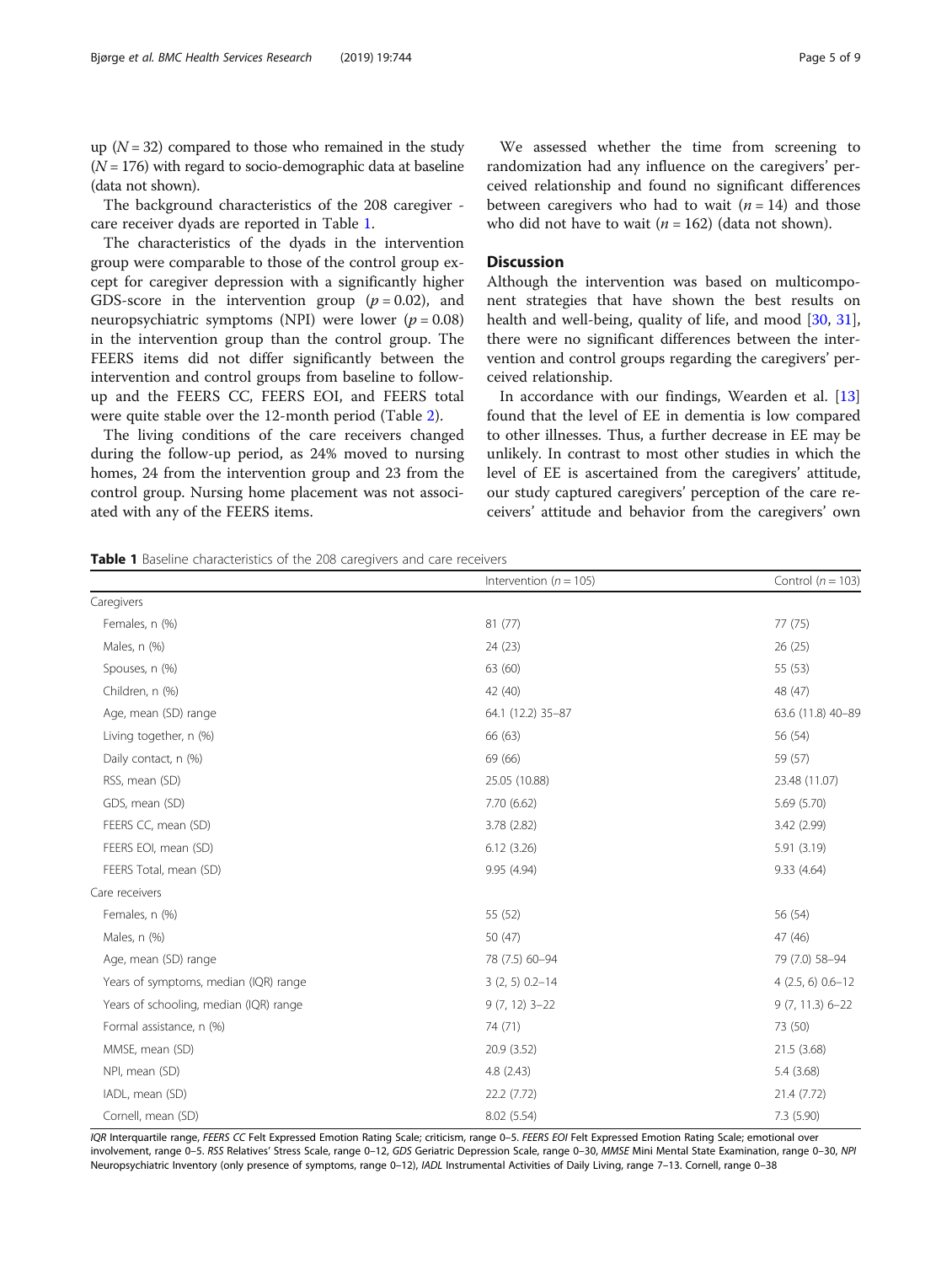up ($N = 32$) compared to those who remained in the study ($N = 176$) with regard to socio-demographic data at baseline (data not shown).

The background characteristics of the 208 caregiver - care receiver dyads are reported in Table 1.

The characteristics of the dyads in the intervention group were comparable to those of the control group except for caregiver depression with a significantly higher GDS-score in the intervention group ($p = 0.02$), and neuropsychiatric symptoms (NPI) were lower ($p = 0.08$) in the intervention group than the control group. The FEERS items did not differ significantly between the intervention and control groups from baseline to follow-up and the FEERS CC, FEERS EOI, and FEERS total were quite stable over the 12-month period (Table 2).

The living conditions of the care receivers changed during the follow-up period, as 24% moved to nursing homes, 24 from the intervention group and 23 from the control group. Nursing home placement was not associated with any of the FEERS items.

We assessed whether the time from screening to randomization had any influence on the caregivers' perceived relationship and found no significant differences between caregivers who had to wait ($n = 14$) and those who did not have to wait ($n = 162$) (data not shown).

## Discussion

Although the intervention was based on multicomponent strategies that have shown the best results on health and well-being, quality of life, and mood [30, 31], there were no significant differences between the intervention and control groups regarding the caregivers' perceived relationship.

In accordance with our findings, Wearden et al. [13] found that the level of EE in dementia is low compared to other illnesses. Thus, a further decrease in EE may be unlikely. In contrast to most other studies in which the level of EE is ascertained from the caregivers' attitude, our study captured caregivers' perception of the care receivers' attitude and behavior from the caregivers' own

**Table 1** Baseline characteristics of the 208 caregivers and care receivers

| | Intervention ($n = 105$) | Control ($n = 103$) |
|---|---|---|
| Caregivers | | |
| Females, n (%) | 81 (77) | 77 (75) |
| Males, n (%) | 24 (23) | 26 (25) |
| Spouses, n (%) | 63 (60) | 55 (53) |
| Children, n (%) | 42 (40) | 48 (47) |
| Age, mean (SD) range | 64.1 (12.2) 35–87 | 63.6 (11.8) 40–89 |
| Living together, n (%) | 66 (63) | 56 (54) |
| Daily contact, n (%) | 69 (66) | 59 (57) |
| RSS, mean (SD) | 25.05 (10.88) | 23.48 (11.07) |
| GDS, mean (SD) | 7.70 (6.62) | 5.69 (5.70) |
| FEERS CC, mean (SD) | 3.78 (2.82) | 3.42 (2.99) |
| FEERS EOI, mean (SD) | 6.12 (3.26) | 5.91 (3.19) |
| FEERS Total, mean (SD) | 9.95 (4.94) | 9.33 (4.64) |
| Care receivers | | |
| Females, n (%) | 55 (52) | 56 (54) |
| Males, n (%) | 50 (47) | 47 (46) |
| Age, mean (SD) range | 78 (7.5) 60–94 | 79 (7.0) 58–94 |
| Years of symptoms, median (IQR) range | 3 (2, 5) 0.2–14 | 4 (2.5, 6) 0.6–12 |
| Years of schooling, median (IQR) range | 9 (7, 12) 3–22 | 9 (7, 11.3) 6–22 |
| Formal assistance, n (%) | 74 (71) | 73 (50) |
| MMSE, mean (SD) | 20.9 (3.52) | 21.5 (3.68) |
| NPI, mean (SD) | 4.8 (2.43) | 5.4 (3.68) |
| IADL, mean (SD) | 22.2 (7.72) | 21.4 (7.72) |
| Cornell, mean (SD) | 8.02 (5.54) | 7.3 (5.90) |

*IQR* Interquartile range, *FEERS CC* Felt Expressed Emotion Rating Scale; criticism, range 0–5. *FEERS EOI* Felt Expressed Emotion Rating Scale; emotional over involvement, range 0–5. *RSS* Relatives' Stress Scale, range 0–12, *GDS* Geriatric Depression Scale, range 0–30, *MMSE* Mini Mental State Examination, range 0–30, *NPI* Neuropsychiatric Inventory (only presence of symptoms, range 0–12), *IADL* Instrumental Activities of Daily Living, range 7–13. Cornell, range 0–38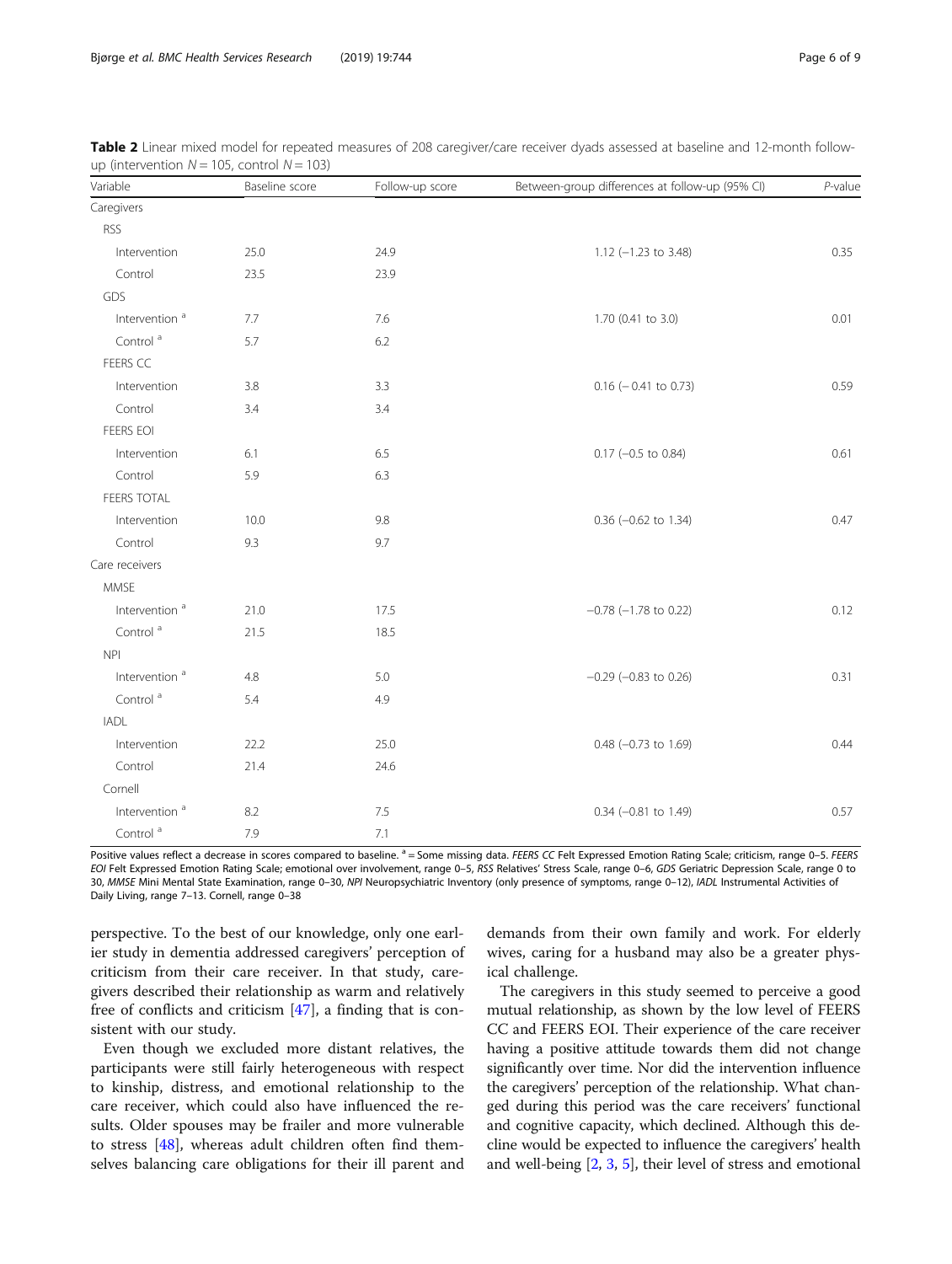**Table 2** Linear mixed model for repeated measures of 208 caregiver/care receiver dyads assessed at baseline and 12-month follow-up (intervention $N = 105$, control $N = 103$)

| Variable | Baseline score | Follow-up score | Between-group differences at follow-up (95% CI) | *P*-value |
|---|---|---|---|---|
| Caregivers | | | | |
| RSS | | | | |
| Intervention | 25.0 | 24.9 | 1.12 (−1.23 to 3.48) | 0.35 |
| Control | 23.5 | 23.9 | | |
| GDS | | | | |
| Intervention [a] | 7.7 | 7.6 | 1.70 (0.41 to 3.0) | 0.01 |
| Control [a] | 5.7 | 6.2 | | |
| FEERS CC | | | | |
| Intervention | 3.8 | 3.3 | 0.16 (− 0.41 to 0.73) | 0.59 |
| Control | 3.4 | 3.4 | | |
| FEERS EOI | | | | |
| Intervention | 6.1 | 6.5 | 0.17 (−0.5 to 0.84) | 0.61 |
| Control | 5.9 | 6.3 | | |
| FEERS TOTAL | | | | |
| Intervention | 10.0 | 9.8 | 0.36 (−0.62 to 1.34) | 0.47 |
| Control | 9.3 | 9.7 | | |
| Care receivers | | | | |
| MMSE | | | | |
| Intervention [a] | 21.0 | 17.5 | −0.78 (−1.78 to 0.22) | 0.12 |
| Control [a] | 21.5 | 18.5 | | |
| NPI | | | | |
| Intervention [a] | 4.8 | 5.0 | −0.29 (−0.83 to 0.26) | 0.31 |
| Control [a] | 5.4 | 4.9 | | |
| IADL | | | | |
| Intervention | 22.2 | 25.0 | 0.48 (−0.73 to 1.69) | 0.44 |
| Control | 21.4 | 24.6 | | |
| Cornell | | | | |
| Intervention [a] | 8.2 | 7.5 | 0.34 (−0.81 to 1.49) | 0.57 |
| Control [a] | 7.9 | 7.1 | | |

Positive values reflect a decrease in scores compared to baseline. [a] = Some missing data. *FEERS CC* Felt Expressed Emotion Rating Scale; criticism, range 0–5. *FEERS EOI* Felt Expressed Emotion Rating Scale; emotional over involvement, range 0–5, *RSS* Relatives' Stress Scale, range 0–6, *GDS* Geriatric Depression Scale, range 0 to 30, *MMSE* Mini Mental State Examination, range 0–30, *NPI* Neuropsychiatric Inventory (only presence of symptoms, range 0–12), *IADL* Instrumental Activities of Daily Living, range 7–13. Cornell, range 0–38

perspective. To the best of our knowledge, only one earlier study in dementia addressed caregivers' perception of criticism from their care receiver. In that study, caregivers described their relationship as warm and relatively free of conflicts and criticism [47], a finding that is consistent with our study.

Even though we excluded more distant relatives, the participants were still fairly heterogeneous with respect to kinship, distress, and emotional relationship to the care receiver, which could also have influenced the results. Older spouses may be frailer and more vulnerable to stress [48], whereas adult children often find themselves balancing care obligations for their ill parent and demands from their own family and work. For elderly wives, caring for a husband may also be a greater physical challenge.

The caregivers in this study seemed to perceive a good mutual relationship, as shown by the low level of FEERS CC and FEERS EOI. Their experience of the care receiver having a positive attitude towards them did not change significantly over time. Nor did the intervention influence the caregivers' perception of the relationship. What changed during this period was the care receivers' functional and cognitive capacity, which declined. Although this decline would be expected to influence the caregivers' health and well-being [2, 3, 5], their level of stress and emotional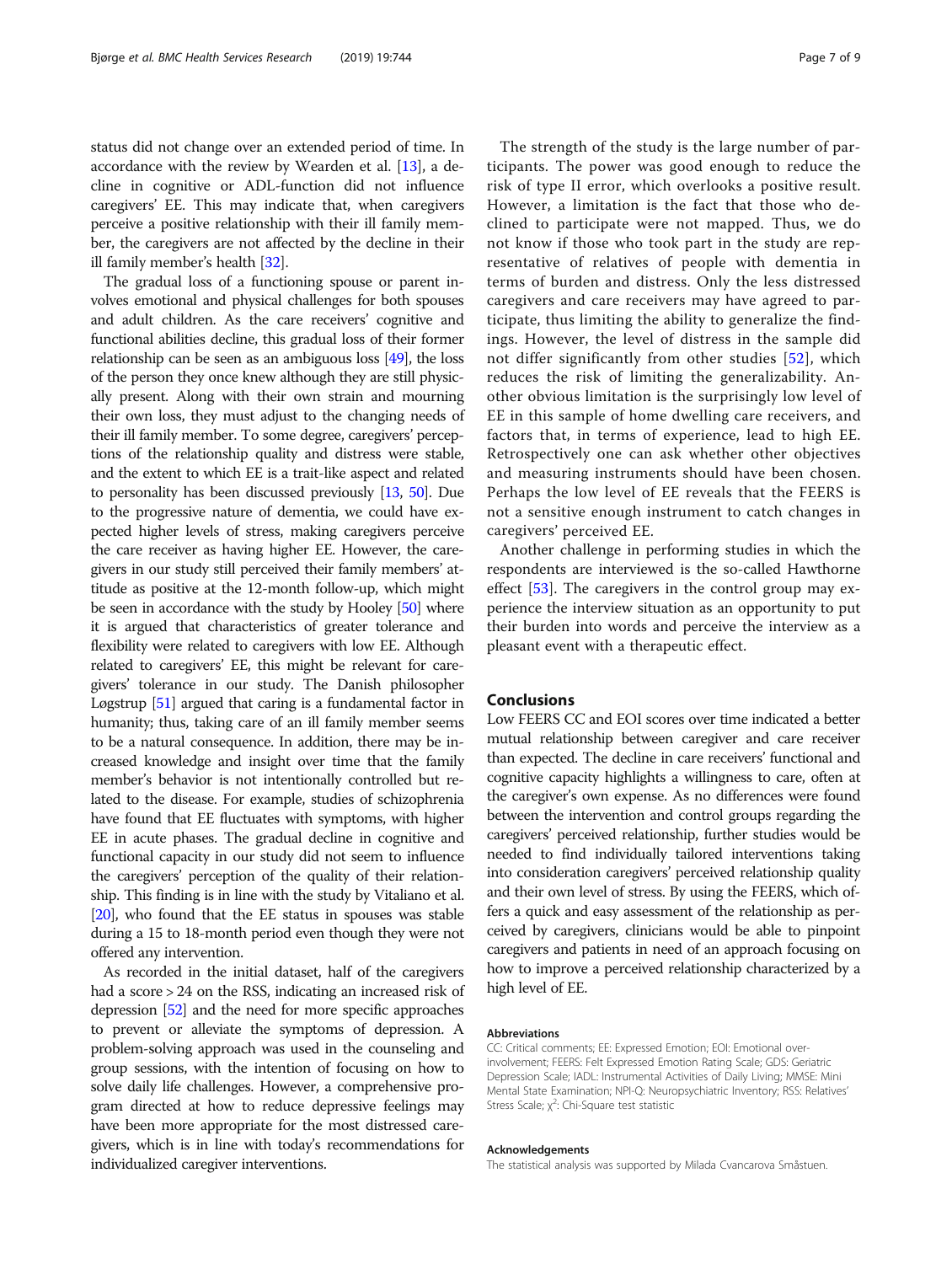status did not change over an extended period of time. In accordance with the review by Wearden et al. [13], a decline in cognitive or ADL-function did not influence caregivers' EE. This may indicate that, when caregivers perceive a positive relationship with their ill family member, the caregivers are not affected by the decline in their ill family member's health [32].

The gradual loss of a functioning spouse or parent involves emotional and physical challenges for both spouses and adult children. As the care receivers' cognitive and functional abilities decline, this gradual loss of their former relationship can be seen as an ambiguous loss [49], the loss of the person they once knew although they are still physically present. Along with their own strain and mourning their own loss, they must adjust to the changing needs of their ill family member. To some degree, caregivers' perceptions of the relationship quality and distress were stable, and the extent to which EE is a trait-like aspect and related to personality has been discussed previously [13, 50]. Due to the progressive nature of dementia, we could have expected higher levels of stress, making caregivers perceive the care receiver as having higher EE. However, the caregivers in our study still perceived their family members' attitude as positive at the 12-month follow-up, which might be seen in accordance with the study by Hooley [50] where it is argued that characteristics of greater tolerance and flexibility were related to caregivers with low EE. Although related to caregivers' EE, this might be relevant for caregivers' tolerance in our study. The Danish philosopher Løgstrup [51] argued that caring is a fundamental factor in humanity; thus, taking care of an ill family member seems to be a natural consequence. In addition, there may be increased knowledge and insight over time that the family member's behavior is not intentionally controlled but related to the disease. For example, studies of schizophrenia have found that EE fluctuates with symptoms, with higher EE in acute phases. The gradual decline in cognitive and functional capacity in our study did not seem to influence the caregivers' perception of the quality of their relationship. This finding is in line with the study by Vitaliano et al. [20], who found that the EE status in spouses was stable during a 15 to 18-month period even though they were not offered any intervention.

As recorded in the initial dataset, half of the caregivers had a score > 24 on the RSS, indicating an increased risk of depression [52] and the need for more specific approaches to prevent or alleviate the symptoms of depression. A problem-solving approach was used in the counseling and group sessions, with the intention of focusing on how to solve daily life challenges. However, a comprehensive program directed at how to reduce depressive feelings may have been more appropriate for the most distressed caregivers, which is in line with today's recommendations for individualized caregiver interventions.

The strength of the study is the large number of participants. The power was good enough to reduce the risk of type II error, which overlooks a positive result. However, a limitation is the fact that those who declined to participate were not mapped. Thus, we do not know if those who took part in the study are representative of relatives of people with dementia in terms of burden and distress. Only the less distressed caregivers and care receivers may have agreed to participate, thus limiting the ability to generalize the findings. However, the level of distress in the sample did not differ significantly from other studies [52], which reduces the risk of limiting the generalizability. Another obvious limitation is the surprisingly low level of EE in this sample of home dwelling care receivers, and factors that, in terms of experience, lead to high EE. Retrospectively one can ask whether other objectives and measuring instruments should have been chosen. Perhaps the low level of EE reveals that the FEERS is not a sensitive enough instrument to catch changes in caregivers' perceived EE.

Another challenge in performing studies in which the respondents are interviewed is the so-called Hawthorne effect [53]. The caregivers in the control group may experience the interview situation as an opportunity to put their burden into words and perceive the interview as a pleasant event with a therapeutic effect.

## Conclusions

Low FEERS CC and EOI scores over time indicated a better mutual relationship between caregiver and care receiver than expected. The decline in care receivers' functional and cognitive capacity highlights a willingness to care, often at the caregiver's own expense. As no differences were found between the intervention and control groups regarding the caregivers' perceived relationship, further studies would be needed to find individually tailored interventions taking into consideration caregivers' perceived relationship quality and their own level of stress. By using the FEERS, which offers a quick and easy assessment of the relationship as perceived by caregivers, clinicians would be able to pinpoint caregivers and patients in need of an approach focusing on how to improve a perceived relationship characterized by a high level of EE.

#### Abbreviations

CC: Critical comments; EE: Expressed Emotion; EOI: Emotional over-involvement; FEERS: Felt Expressed Emotion Rating Scale; GDS: Geriatric Depression Scale; IADL: Instrumental Activities of Daily Living; MMSE: Mini Mental State Examination; NPI-Q: Neuropsychiatric Inventory; RSS: Relatives' Stress Scale; $\chi^2$: Chi-Square test statistic

#### Acknowledgements

The statistical analysis was supported by Milada Cvancarova Småstuen.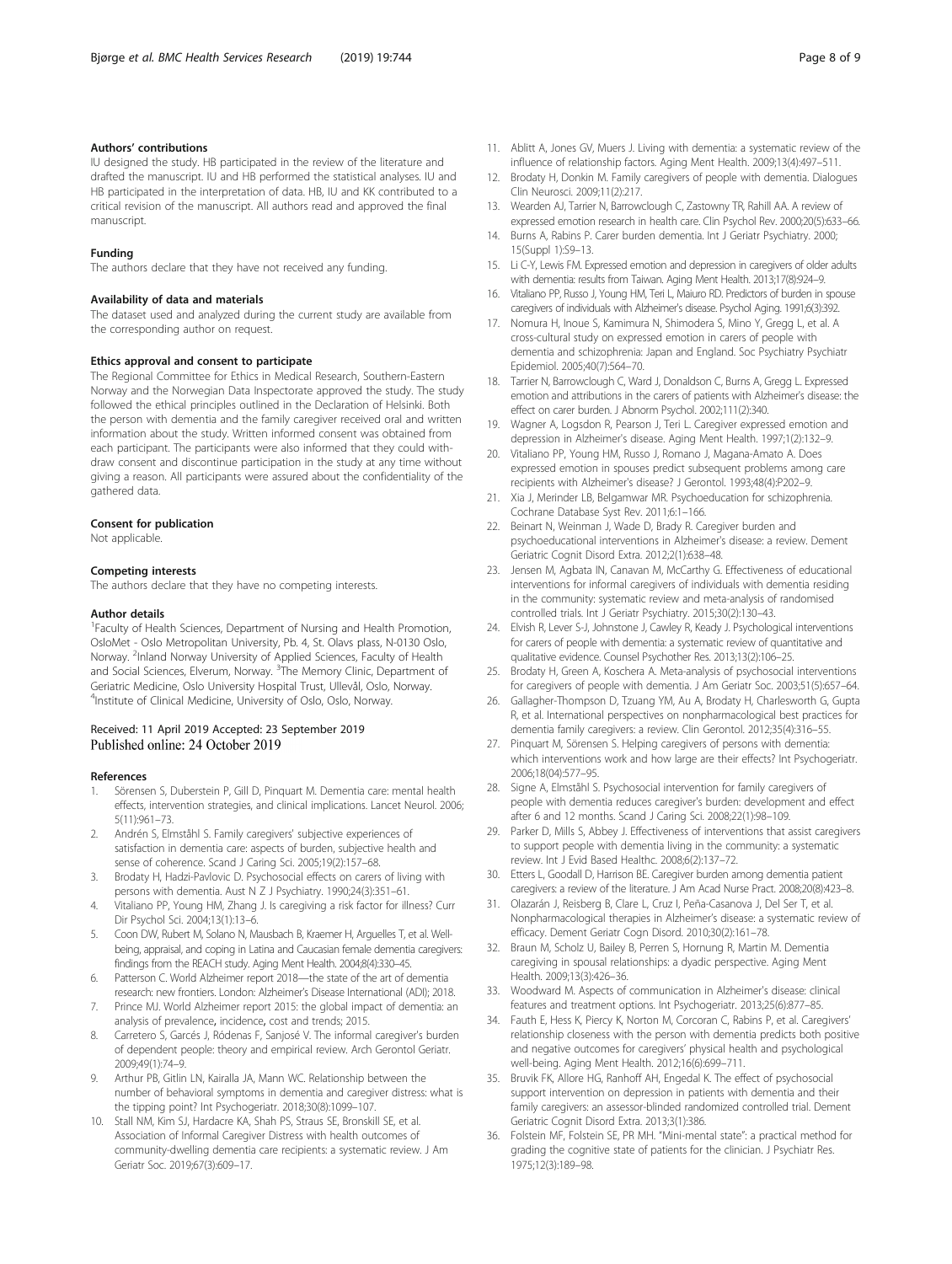#### Authors' contributions

IU designed the study. HB participated in the review of the literature and drafted the manuscript. IU and HB performed the statistical analyses. IU and HB participated in the interpretation of data. HB, IU and KK contributed to a critical revision of the manuscript. All authors read and approved the final manuscript.

#### Funding

The authors declare that they have not received any funding.

#### Availability of data and materials

The dataset used and analyzed during the current study are available from the corresponding author on request.

#### Ethics approval and consent to participate

The Regional Committee for Ethics in Medical Research, Southern-Eastern Norway and the Norwegian Data Inspectorate approved the study. The study followed the ethical principles outlined in the Declaration of Helsinki. Both the person with dementia and the family caregiver received oral and written information about the study. Written informed consent was obtained from each participant. The participants were also informed that they could withdraw consent and discontinue participation in the study at any time without giving a reason. All participants were assured about the confidentiality of the gathered data.

#### Consent for publication

Not applicable.

#### Competing interests

The authors declare that they have no competing interests.

#### Author details

[1]Faculty of Health Sciences, Department of Nursing and Health Promotion, OsloMet - Oslo Metropolitan University, Pb. 4, St. Olavs plass, N-0130 Oslo, Norway. [2]Inland Norway University of Applied Sciences, Faculty of Health and Social Sciences, Elverum, Norway. [3]The Memory Clinic, Department of Geriatric Medicine, Oslo University Hospital Trust, Ullevål, Oslo, Norway. [4]Institute of Clinical Medicine, University of Oslo, Oslo, Norway.

Received: 11 April 2019 Accepted: 23 September 2019
Published online: 24 October 2019

#### References

1. Sörensen S, Duberstein P, Gill D, Pinquart M. Dementia care: mental health effects, intervention strategies, and clinical implications. Lancet Neurol. 2006; 5(11):961–73.
2. Andrén S, Elmståhl S. Family caregivers' subjective experiences of satisfaction in dementia care: aspects of burden, subjective health and sense of coherence. Scand J Caring Sci. 2005;19(2):157–68.
3. Brodaty H, Hadzi-Pavlovic D. Psychosocial effects on carers of living with persons with dementia. Aust N Z J Psychiatry. 1990;24(3):351–61.
4. Vitaliano PP, Young HM, Zhang J. Is caregiving a risk factor for illness? Curr Dir Psychol Sci. 2004;13(1):13–6.
5. Coon DW, Rubert M, Solano N, Mausbach B, Kraemer H, Arguelles T, et al. Well-being, appraisal, and coping in Latina and Caucasian female dementia caregivers: findings from the REACH study. Aging Ment Health. 2004;8(4):330–45.
6. Patterson C. World Alzheimer report 2018—the state of the art of dementia research: new frontiers. London: Alzheimer's Disease International (ADI); 2018.
7. Prince MJ. World Alzheimer report 2015: the global impact of dementia: an analysis of prevalence, incidence, cost and trends; 2015.
8. Carretero S, Garcés J, Ródenas F, Sanjosé V. The informal caregiver's burden of dependent people: theory and empirical review. Arch Gerontol Geriatr. 2009;49(1):74–9.
9. Arthur PB, Gitlin LN, Kairalla JA, Mann WC. Relationship between the number of behavioral symptoms in dementia and caregiver distress: what is the tipping point? Int Psychogeriatr. 2018;30(8):1099–107.
10. Stall NM, Kim SJ, Hardacre KA, Shah PS, Straus SE, Bronskill SE, et al. Association of Informal Caregiver Distress with health outcomes of community-dwelling dementia care recipients: a systematic review. J Am Geriatr Soc. 2019;67(3):609–17.
11. Ablitt A, Jones GV, Muers J. Living with dementia: a systematic review of the influence of relationship factors. Aging Ment Health. 2009;13(4):497–511.
12. Brodaty H, Donkin M. Family caregivers of people with dementia. Dialogues Clin Neurosci. 2009;11(2):217.
13. Wearden AJ, Tarrier N, Barrowclough C, Zastowny TR, Rahill AA. A review of expressed emotion research in health care. Clin Psychol Rev. 2000;20(5):633–66.
14. Burns A, Rabins P. Carer burden dementia. Int J Geriatr Psychiatry. 2000; 15(Suppl 1):S9–13.
15. Li C-Y, Lewis FM. Expressed emotion and depression in caregivers of older adults with dementia: results from Taiwan. Aging Ment Health. 2013;17(8):924–9.
16. Vitaliano PP, Russo J, Young HM, Teri L, Maiuro RD. Predictors of burden in spouse caregivers of individuals with Alzheimer's disease. Psychol Aging. 1991;6(3):392.
17. Nomura H, Inoue S, Kamimura N, Shimodera S, Mino Y, Gregg L, et al. A cross-cultural study on expressed emotion in carers of people with dementia and schizophrenia: Japan and England. Soc Psychiatry Psychiatr Epidemiol. 2005;40(7):564–70.
18. Tarrier N, Barrowclough C, Ward J, Donaldson C, Burns A, Gregg L. Expressed emotion and attributions in the carers of patients with Alzheimer's disease: the effect on carer burden. J Abnorm Psychol. 2002;111(2):340.
19. Wagner A, Logsdon R, Pearson J, Teri L. Caregiver expressed emotion and depression in Alzheimer's disease. Aging Ment Health. 1997;1(2):132–9.
20. Vitaliano PP, Young HM, Russo J, Romano J, Magana-Amato A. Does expressed emotion in spouses predict subsequent problems among care recipients with Alzheimer's disease? J Gerontol. 1993;48(4):P202–9.
21. Xia J, Merinder LB, Belgamwar MR. Psychoeducation for schizophrenia. Cochrane Database Syst Rev. 2011;6:1–166.
22. Beinart N, Weinman J, Wade D, Brady R. Caregiver burden and psychoeducational interventions in Alzheimer's disease: a review. Dement Geriatric Cognit Disord Extra. 2012;2(1):638–48.
23. Jensen M, Agbata IN, Canavan M, McCarthy G. Effectiveness of educational interventions for informal caregivers of individuals with dementia residing in the community: systematic review and meta-analysis of randomised controlled trials. Int J Geriatr Psychiatry. 2015;30(2):130–43.
24. Elvish R, Lever S-J, Johnstone J, Cawley R, Keady J. Psychological interventions for carers of people with dementia: a systematic review of quantitative and qualitative evidence. Counsel Psychother Res. 2013;13(2):106–25.
25. Brodaty H, Green A, Koschera A. Meta-analysis of psychosocial interventions for caregivers of people with dementia. J Am Geriatr Soc. 2003;51(5):657–64.
26. Gallagher-Thompson D, Tzuang YM, Au A, Brodaty H, Charlesworth G, Gupta R, et al. International perspectives on nonpharmacological best practices for dementia family caregivers: a review. Clin Gerontol. 2012;35(4):316–55.
27. Pinquart M, Sörensen S. Helping caregivers of persons with dementia: which interventions work and how large are their effects? Int Psychogeriatr. 2006;18(04):577–95.
28. Signe A, Elmståhl S. Psychosocial intervention for family caregivers of people with dementia reduces caregiver's burden: development and effect after 6 and 12 months. Scand J Caring Sci. 2008;22(1):98–109.
29. Parker D, Mills S, Abbey J. Effectiveness of interventions that assist caregivers to support people with dementia living in the community: a systematic review. Int J Evid Based Healthc. 2008;6(2):137–72.
30. Etters L, Goodall D, Harrison BE. Caregiver burden among dementia patient caregivers: a review of the literature. J Am Acad Nurse Pract. 2008;20(8):423–8.
31. Olazarán J, Reisberg B, Clare L, Cruz I, Peña-Casanova J, Del Ser T, et al. Nonpharmacological therapies in Alzheimer's disease: a systematic review of efficacy. Dement Geriatr Cogn Disord. 2010;30(2):161–78.
32. Braun M, Scholz U, Bailey B, Perren S, Hornung R, Martin M. Dementia caregiving in spousal relationships: a dyadic perspective. Aging Ment Health. 2009;13(3):426–36.
33. Woodward M. Aspects of communication in Alzheimer's disease: clinical features and treatment options. Int Psychogeriatr. 2013;25(6):877–85.
34. Fauth E, Hess K, Piercy K, Norton M, Corcoran C, Rabins P, et al. Caregivers' relationship closeness with the person with dementia predicts both positive and negative outcomes for caregivers' physical health and psychological well-being. Aging Ment Health. 2012;16(6):699–711.
35. Bruvik FK, Allore HG, Ranhoff AH, Engedal K. The effect of psychosocial support intervention on depression in patients with dementia and their family caregivers: an assessor-blinded randomized controlled trial. Dement Geriatric Cognit Disord Extra. 2013;3(1):386.
36. Folstein MF, Folstein SE, PR MH. "Mini-mental state": a practical method for grading the cognitive state of patients for the clinician. J Psychiatr Res. 1975;12(3):189–98.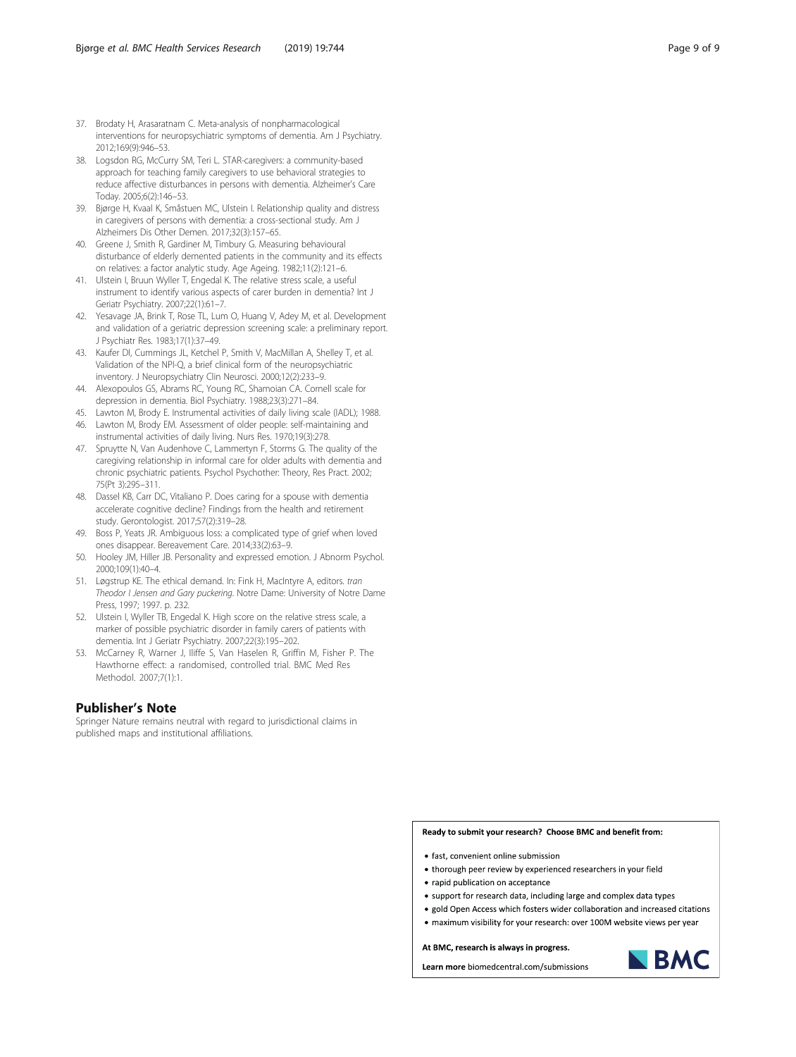37. Brodaty H, Arasaratnam C. Meta-analysis of nonpharmacological interventions for neuropsychiatric symptoms of dementia. Am J Psychiatry. 2012;169(9):946–53.
38. Logsdon RG, McCurry SM, Teri L. STAR-caregivers: a community-based approach for teaching family caregivers to use behavioral strategies to reduce affective disturbances in persons with dementia. Alzheimer's Care Today. 2005;6(2):146–53.
39. Bjørge H, Kvaal K, Småstuen MC, Ulstein I. Relationship quality and distress in caregivers of persons with dementia: a cross-sectional study. Am J Alzheimers Dis Other Demen. 2017;32(3):157–65.
40. Greene J, Smith R, Gardiner M, Timbury G. Measuring behavioural disturbance of elderly demented patients in the community and its effects on relatives: a factor analytic study. Age Ageing. 1982;11(2):121–6.
41. Ulstein I, Bruun Wyller T, Engedal K. The relative stress scale, a useful instrument to identify various aspects of carer burden in dementia? Int J Geriatr Psychiatry. 2007;22(1):61–7.
42. Yesavage JA, Brink T, Rose TL, Lum O, Huang V, Adey M, et al. Development and validation of a geriatric depression screening scale: a preliminary report. J Psychiatr Res. 1983;17(1):37–49.
43. Kaufer DI, Cummings JL, Ketchel P, Smith V, MacMillan A, Shelley T, et al. Validation of the NPI-Q, a brief clinical form of the neuropsychiatric inventory. J Neuropsychiatry Clin Neurosci. 2000;12(2):233–9.
44. Alexopoulos GS, Abrams RC, Young RC, Shamoian CA. Cornell scale for depression in dementia. Biol Psychiatry. 1988;23(3):271–84.
45. Lawton M, Brody E. Instrumental activities of daily living scale (IADL); 1988.
46. Lawton M, Brody EM. Assessment of older people: self-maintaining and instrumental activities of daily living. Nurs Res. 1970;19(3):278.
47. Spruytte N, Van Audenhove C, Lammertyn F, Storms G. The quality of the caregiving relationship in informal care for older adults with dementia and chronic psychiatric patients. Psychol Psychother: Theory, Res Pract. 2002; 75(Pt 3):295–311.
48. Dassel KB, Carr DC, Vitaliano P. Does caring for a spouse with dementia accelerate cognitive decline? Findings from the health and retirement study. Gerontologist. 2017;57(2):319–28.
49. Boss P, Yeats JR. Ambiguous loss: a complicated type of grief when loved ones disappear. Bereavement Care. 2014;33(2):63–9.
50. Hooley JM, Hiller JB. Personality and expressed emotion. J Abnorm Psychol. 2000;109(1):40–4.
51. Løgstrup KE. The ethical demand. In: Fink H, MacIntyre A, editors. *tran Theodor I Jensen and Gary puckering*. Notre Dame: University of Notre Dame Press, 1997; 1997. p. 232.
52. Ulstein I, Wyller TB, Engedal K. High score on the relative stress scale, a marker of possible psychiatric disorder in family carers of patients with dementia. Int J Geriatr Psychiatry. 2007;22(3):195–202.
53. McCarney R, Warner J, Iliffe S, Van Haselen R, Griffin M, Fisher P. The Hawthorne effect: a randomised, controlled trial. BMC Med Res Methodol. 2007;7(1):1.

## Publisher's Note

Springer Nature remains neutral with regard to jurisdictional claims in published maps and institutional affiliations.

**Ready to submit your research? Choose BMC and benefit from:**

- fast, convenient online submission
- thorough peer review by experienced researchers in your field
- rapid publication on acceptance
- support for research data, including large and complex data types
- gold Open Access which fosters wider collaboration and increased citations
- maximum visibility for your research: over 100M website views per year

**At BMC, research is always in progress.**

**Learn more** biomedcentral.com/submissions

BMC